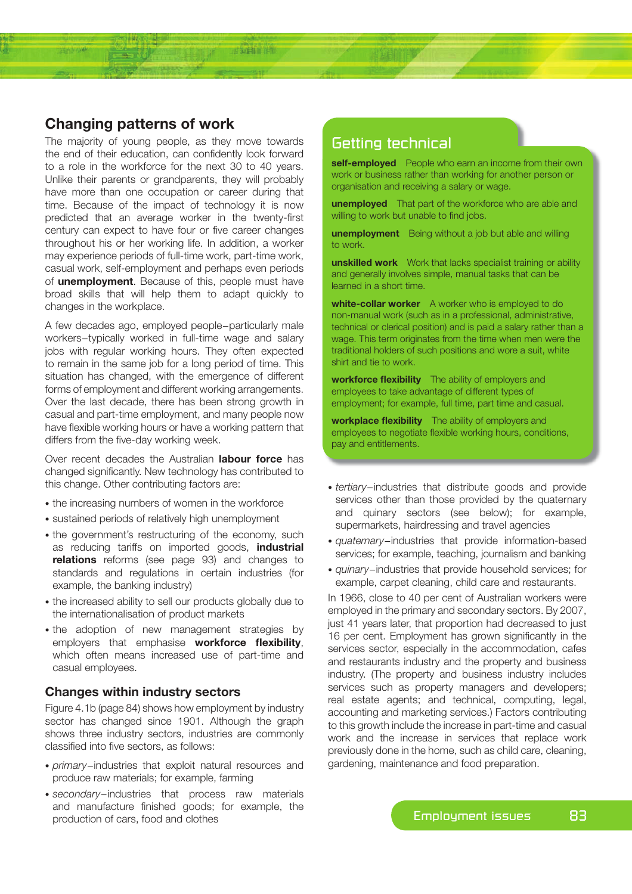## Changing patterns of work

The majority of young people, as they move towards the end of their education, can confidently look forward to a role in the workforce for the next 30 to 40 years. Unlike their parents or grandparents, they will probably have more than one occupation or career during that time. Because of the impact of technology it is now predicted that an average worker in the twenty-first century can expect to have four or five career changes throughout his or her working life. In addition, a worker may experience periods of full-time work, part-time work, casual work, self-employment and perhaps even periods of **unemployment**. Because of this, people must have broad skills that will help them to adapt quickly to changes in the workplace.

A few decades ago, employed people–particularly male workers–typically worked in full-time wage and salary jobs with regular working hours. They often expected to remain in the same job for a long period of time. This situation has changed, with the emergence of different forms of employment and different working arrangements. Over the last decade, there has been strong growth in casual and part-time employment, and many people now have flexible working hours or have a working pattern that differs from the five-day working week.

Over recent decades the Australian **labour force** has changed significantly. New technology has contributed to this change. Other contributing factors are:

- the increasing numbers of women in the workforce
- sustained periods of relatively high unemployment
- the government's restructuring of the economy, such as reducing tariffs on imported goods, **industrial relations** reforms (see page 93) and changes to standards and regulations in certain industries (for example, the banking industry)
- the increased ability to sell our products globally due to the internationalisation of product markets
- the adoption of new management strategies by employers that emphasise **workforce flexibility**, which often means increased use of part-time and casual employees.

### Changes within industry sectors

Figure 4.1b (page 84) shows how employment by industry sector has changed since 1901. Although the graph shows three industry sectors, industries are commonly classified into five sectors, as follows:

- *primary*–industries that exploit natural resources and produce raw materials; for example, farming
- *secondary*–industries that process raw materials and manufacture finished goods; for example, the production of cars, food and clothes
- *tertiary*–industries that distribute goods and provide services other than those provided by the quaternary and quinary sectors (see below); for example, supermarkets, hairdressing and travel agencies
- *quaternary*–industries that provide information-based services; for example, teaching, journalism and banking
- *quinary*–industries that provide household services; for example, carpet cleaning, child care and restaurants.

In 1966, close to 40 per cent of Australian workers were employed in the primary and secondary sectors. By 2007, just 41 years later, that proportion had decreased to just 16 per cent. Employment has grown significantly in the services sector, especially in the accommodation, cafes and restaurants industry and the property and business industry. (The property and business industry includes services such as property managers and developers; real estate agents; and technical, computing, legal, accounting and marketing services.) Factors contributing to this growth include the increase in part-time and casual work and the increase in services that replace work previously done in the home, such as child care, cleaning, gardening, maintenance and food preparation.

## Getting technical

**self-employed** People who earn an income from their own work or business rather than working for another person or organisation and receiving a salary or wage.

**unemployed** That part of the workforce who are able and willing to work but unable to find jobs.

**unemployment** Being without a job but able and willing to work.

**unskilled work** Work that lacks specialist training or ability and generally involves simple, manual tasks that can be learned in a short time.

**white-collar worker** A worker who is employed to do non-manual work (such as in a professional, administrative, technical or clerical position) and is paid a salary rather than a wage. This term originates from the time when men were the traditional holders of such positions and wore a suit, white shirt and tie to work.

**workforce flexibility** The ability of employers and employees to take advantage of different types of employment; for example, full time, part time and casual.

**workplace flexibility** The ability of employers and employees to negotiate flexible working hours, conditions, pay and entitlements.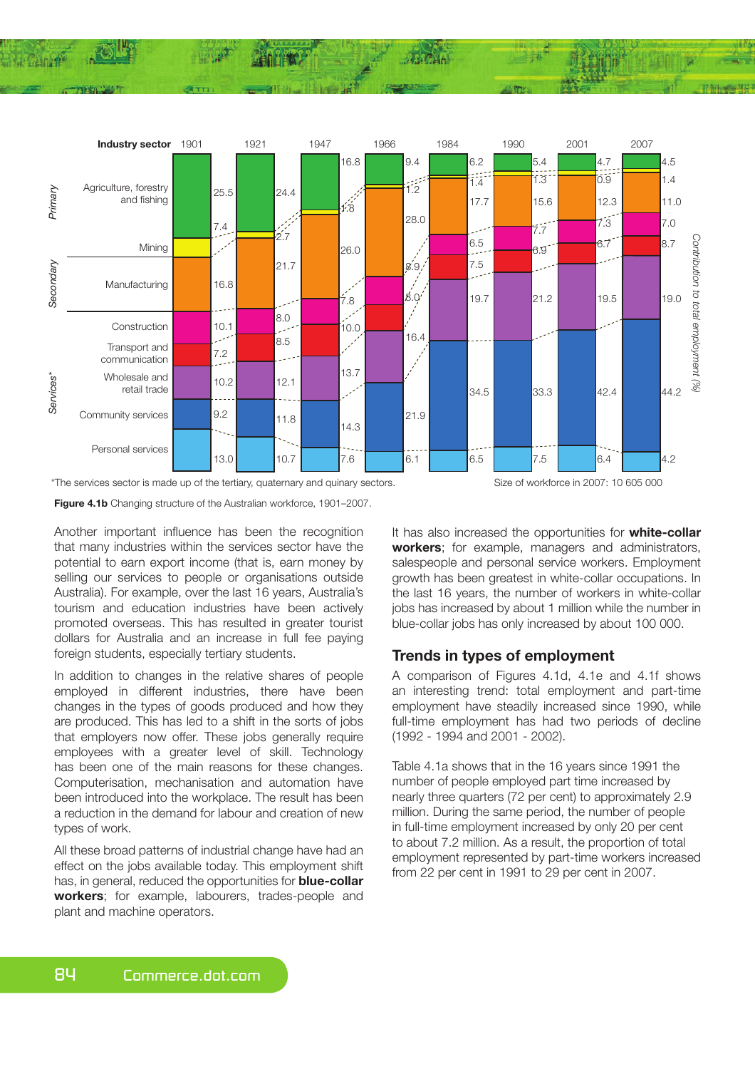| Sector | Industry sector | 1901 | 1921 | 1947 | 1966 | 1984 | 1990 | 2001 | 2007 |
|---|---|---|---|---|---|---|---|---|---|
| Primary | Agriculture, forestry and fishing | 25.5 | 24.4 | 16.8 | 9.4 | 6.2 | 5.4 | 4.7 | 4.5 |
| | Mining | 7.4 | 2.7 | 1.8 | 1.2 | 1.4 | 1.3 | 0.9 | 1.4 |
| Secondary | Manufacturing | 16.8 | 21.7 | 26.0 | 28.0 | 17.7 | 15.6 | 12.3 | 11.0 |
| Services* | Construction | 10.1 | 8.0 | 7.8 | 8.9 | 6.5 | 7.7 | 7.3 | 7.0 |
| | Transport and communication | 7.2 | 8.5 | 10.0 | 8.0 | 7.5 | 6.9 | 6.7 | 8.7 |
| | Wholesale and retail trade | 10.2 | 12.1 | 13.7 | 16.4 | 19.7 | 21.2 | 19.5 | 19.0 |
| | Community services | 9.2 | 11.8 | 14.3 | 21.9 | 34.5 | 33.3 | 42.4 | 44.2 |
| | Personal services | 13.0 | 10.7 | 7.6 | 6.1 | 6.5 | 7.5 | 6.4 | 4.2 |

Contribution to total employment (%)

*The services sector is made up of the tertiary, quaternary and quinary sectors.

Size of workforce in 2007: 10 605 000

**Figure 4.1b** Changing structure of the Australian workforce, 1901–2007.

Another important influence has been the recognition that many industries within the services sector have the potential to earn export income (that is, earn money by selling our services to people or organisations outside Australia). For example, over the last 16 years, Australia's tourism and education industries have been actively promoted overseas. This has resulted in greater tourist dollars for Australia and an increase in full fee paying foreign students, especially tertiary students.

In addition to changes in the relative shares of people employed in different industries, there have been changes in the types of goods produced and how they are produced. This has led to a shift in the sorts of jobs that employers now offer. These jobs generally require employees with a greater level of skill. Technology has been one of the main reasons for these changes. Computerisation, mechanisation and automation have been introduced into the workplace. The result has been a reduction in the demand for labour and creation of new types of work.

All these broad patterns of industrial change have had an effect on the jobs available today. This employment shift has, in general, reduced the opportunities for **blue-collar workers**; for example, labourers, trades-people and plant and machine operators.

It has also increased the opportunities for **white-collar workers**; for example, managers and administrators, salespeople and personal service workers. Employment growth has been greatest in white-collar occupations. In the last 16 years, the number of workers in white-collar jobs has increased by about 1 million while the number in blue-collar jobs has only increased by about 100 000.

## Trends in types of employment

A comparison of Figures 4.1d, 4.1e and 4.1f shows an interesting trend: total employment and part-time employment have steadily increased since 1990, while full-time employment has had two periods of decline (1992 - 1994 and 2001 - 2002).

Table 4.1a shows that in the 16 years since 1991 the number of people employed part time increased by nearly three quarters (72 per cent) to approximately 2.9 million. During the same period, the number of people in full-time employment increased by only 20 per cent to about 7.2 million. As a result, the proportion of total employment represented by part-time workers increased from 22 per cent in 1991 to 29 per cent in 2007.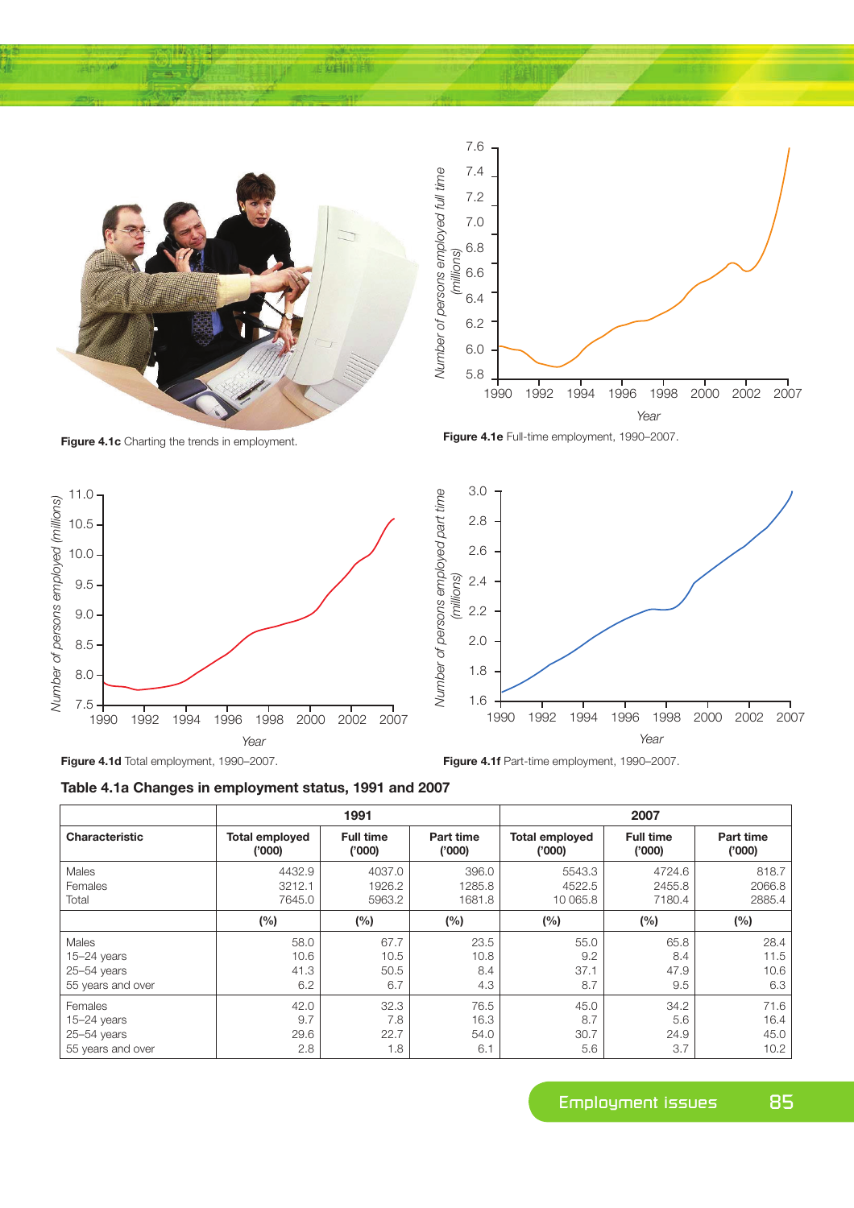Figure 4.1c Charting the trends in employment.

Figure 4.1e Full-time employment, 1990–2007.

Figure 4.1d Total employment, 1990–2007.

Figure 4.1f Part-time employment, 1990–2007.

**Table 4.1a Changes in employment status, 1991 and 2007**

| | 1991 | | | 2007 | | |
|---|---|---|---|---|---|---|
| **Characteristic** | **Total employed ('000)** | **Full time ('000)** | **Part time ('000)** | **Total employed ('000)** | **Full time ('000)** | **Part time ('000)** |
| Males | 4432.9 | 4037.0 | 396.0 | 5543.3 | 4724.6 | 818.7 |
| Females | 3212.1 | 1926.2 | 1285.8 | 4522.5 | 2455.8 | 2066.8 |
| Total | 7645.0 | 5963.2 | 1681.8 | 10 065.8 | 7180.4 | 2885.4 |
| | **(%)** | **(%)** | **(%)** | **(%)** | **(%)** | **(%)** |
| Males | 58.0 | 67.7 | 23.5 | 55.0 | 65.8 | 28.4 |
| 15–24 years | 10.6 | 10.5 | 10.8 | 9.2 | 8.4 | 11.5 |
| 25–54 years | 41.3 | 50.5 | 8.4 | 37.1 | 47.9 | 10.6 |
| 55 years and over | 6.2 | 6.7 | 4.3 | 8.7 | 9.5 | 6.3 |
| Females | 42.0 | 32.3 | 76.5 | 45.0 | 34.2 | 71.6 |
| 15–24 years | 9.7 | 7.8 | 16.3 | 8.7 | 5.6 | 16.4 |
| 25–54 years | 29.6 | 22.7 | 54.0 | 30.7 | 24.9 | 45.0 |
| 55 years and over | 2.8 | 1.8 | 6.1 | 5.6 | 3.7 | 10.2 |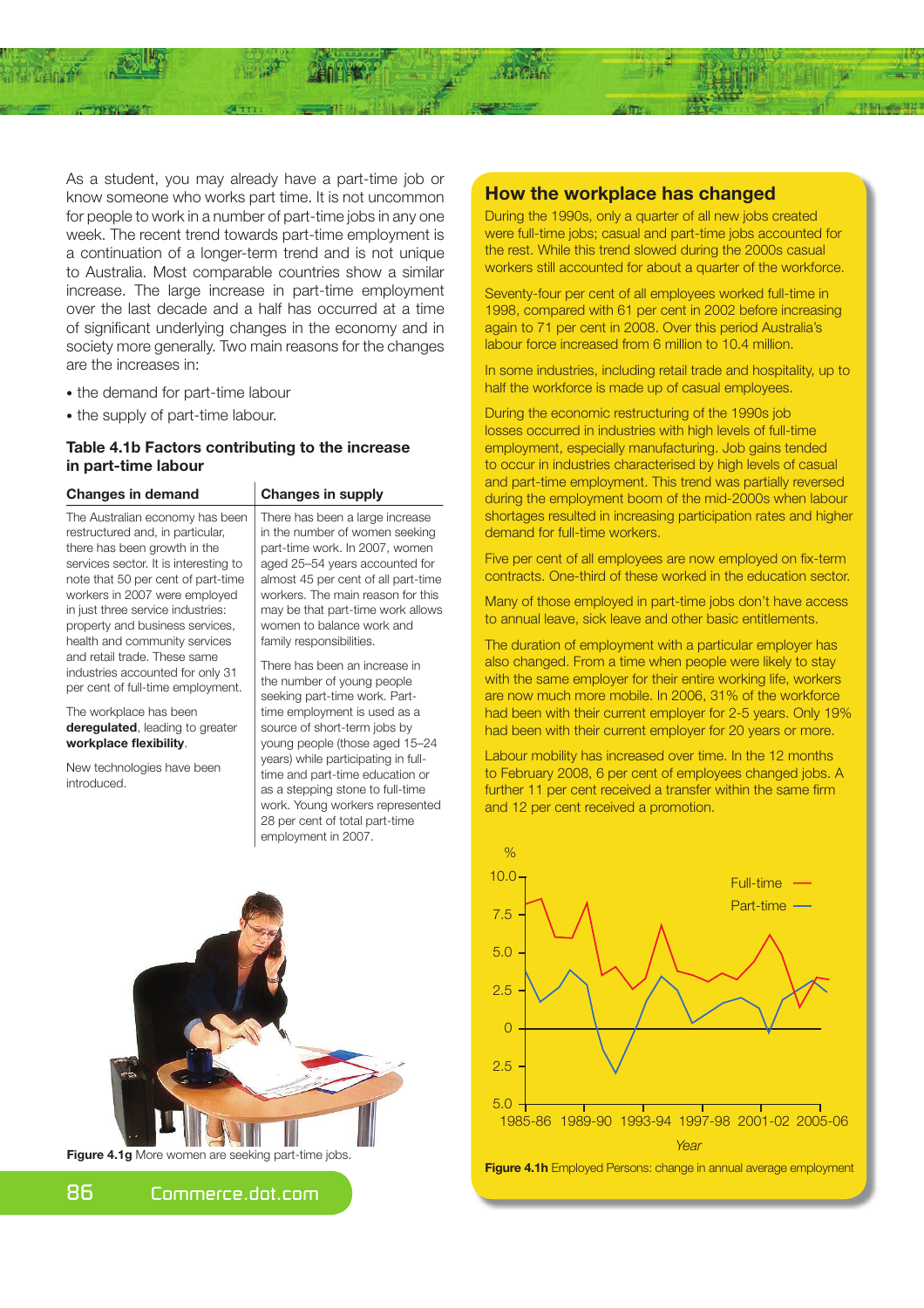As a student, you may already have a part-time job or know someone who works part time. It is not uncommon for people to work in a number of part-time jobs in any one week. The recent trend towards part-time employment is a continuation of a longer-term trend and is not unique to Australia. Most comparable countries show a similar increase. The large increase in part-time employment over the last decade and a half has occurred at a time of significant underlying changes in the economy and in society more generally. Two main reasons for the changes are the increases in:

- the demand for part-time labour
- the supply of part-time labour.

**Table 4.1b Factors contributing to the increase in part-time labour**

| Changes in demand | Changes in supply |
|---|---|
| The Australian economy has been restructured and, in particular, there has been growth in the services sector. It is interesting to note that 50 per cent of part-time workers in 2007 were employed in just three service industries: property and business services, health and community services and retail trade. These same industries accounted for only 31 per cent of full-time employment. | There has been a large increase in the number of women seeking part-time work. In 2007, women aged 25–54 years accounted for almost 45 per cent of all part-time workers. The main reason for this may be that part-time work allows women to balance work and family responsibilities. |
| The workplace has been **deregulated**, leading to greater **workplace flexibility**. | There has been an increase in the number of young people seeking part-time work. Part-time employment is used as a source of short-term jobs by young people (those aged 15–24 years) while participating in full-time and part-time education or as a stepping stone to full-time work. Young workers represented 28 per cent of total part-time employment in 2007. |
| New technologies have been introduced. | |

**Figure 4.1g** More women are seeking part-time jobs.

## How the workplace has changed

During the 1990s, only a quarter of all new jobs created were full-time jobs; casual and part-time jobs accounted for the rest. While this trend slowed during the 2000s casual workers still accounted for about a quarter of the workforce.

Seventy-four per cent of all employees worked full-time in 1998, compared with 61 per cent in 2002 before increasing again to 71 per cent in 2008. Over this period Australia's labour force increased from 6 million to 10.4 million.

In some industries, including retail trade and hospitality, up to half the workforce is made up of casual employees.

During the economic restructuring of the 1990s job losses occurred in industries with high levels of full-time employment, especially manufacturing. Job gains tended to occur in industries characterised by high levels of casual and part-time employment. This trend was partially reversed during the employment boom of the mid-2000s when labour shortages resulted in increasing participation rates and higher demand for full-time workers.

Five per cent of all employees are now employed on fix-term contracts. One-third of these worked in the education sector.

Many of those employed in part-time jobs don't have access to annual leave, sick leave and other basic entitlements.

The duration of employment with a particular employer has also changed. From a time when people were likely to stay with the same employer for their entire working life, workers are now much more mobile. In 2006, 31% of the workforce had been with their current employer for 2-5 years. Only 19% had been with their current employer for 20 years or more.

Labour mobility has increased over time. In the 12 months to February 2008, 6 per cent of employees changed jobs. A further 11 per cent received a transfer within the same firm and 12 per cent received a promotion.

%
10.0
7.5
5.0
2.5
0
2.5
5.0
Full-time
Part-time
1985-86 1989-90 1993-94 1997-98 2001-02 2005-06
Year

**Figure 4.1h** Employed Persons: change in annual average employment